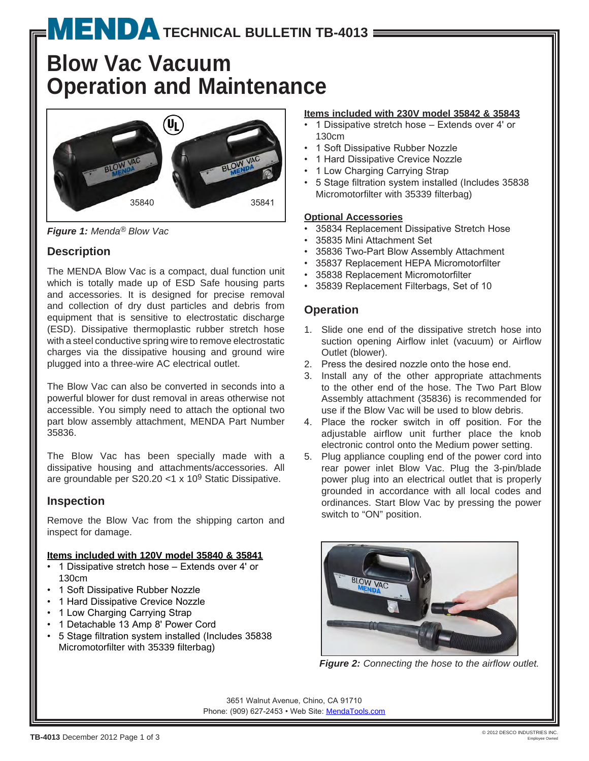# MENDA TECHNICAL BULLETIN TB-4013

# Blow Vac Vacuum Operation and Maintenance

*Figure 1: Menda® Blow Vac*

## Description

The MENDA Blow Vac is a compact, dual function unit which is totally made up of ESD Safe housing parts and accessories. It is designed for precise removal and collection of dry dust particles and debris from equipment that is sensitive to electrostatic discharge (ESD). Dissipative thermoplastic rubber stretch hose with a steel conductive spring wire to remove electrostatic charges via the dissipative housing and ground wire plugged into a three-wire AC electrical outlet.

The Blow Vac can also be converted in seconds into a powerful blower for dust removal in areas otherwise not accessible. You simply need to attach the optional two part blow assembly attachment, MENDA Part Number 35836.

The Blow Vac has been specially made with a dissipative housing and attachments/accessories. All are groundable per S20.20 <1 x $10^9$ Static Dissipative.

## Inspection

Remove the Blow Vac from the shipping carton and inspect for damage.

**Items included with 120V model 35840 & 35841**

- 1 Dissipative stretch hose – Extends over 4' or 130cm
- 1 Soft Dissipative Rubber Nozzle
- 1 Hard Dissipative Crevice Nozzle
- 1 Low Charging Carrying Strap
- 1 Detachable 13 Amp 8' Power Cord
- 5 Stage filtration system installed (Includes 35838 Micromotorfilter with 35339 filterbag)

**Items included with 230V model 35842 & 35843**

- 1 Dissipative stretch hose – Extends over 4' or 130cm
- 1 Soft Dissipative Rubber Nozzle
- 1 Hard Dissipative Crevice Nozzle
- 1 Low Charging Carrying Strap
- 5 Stage filtration system installed (Includes 35838 Micromotorfilter with 35339 filterbag)

**Optional Accessories**

- 35834 Replacement Dissipative Stretch Hose
- 35835 Mini Attachment Set
- 35836 Two-Part Blow Assembly Attachment
- 35837 Replacement HEPA Micromotorfilter
- 35838 Replacement Micromotorfilter
- 35839 Replacement Filterbags, Set of 10

## Operation

1. Slide one end of the dissipative stretch hose into suction opening Airflow inlet (vacuum) or Airflow Outlet (blower).
2. Press the desired nozzle onto the hose end.
3. Install any of the other appropriate attachments to the other end of the hose. The Two Part Blow Assembly attachment (35836) is recommended for use if the Blow Vac will be used to blow debris.
4. Place the rocker switch in off position. For the adjustable airflow unit further place the knob electronic control onto the Medium power setting.
5. Plug appliance coupling end of the power cord into rear power inlet Blow Vac. Plug the 3-pin/blade power plug into an electrical outlet that is properly grounded in accordance with all local codes and ordinances. Start Blow Vac by pressing the power switch to "ON" position.

*Figure 2: Connecting the hose to the airflow outlet.*

3651 Walnut Avenue, Chino, CA 91710
Phone: (909) 627-2453 • Web Site: MendaTools.com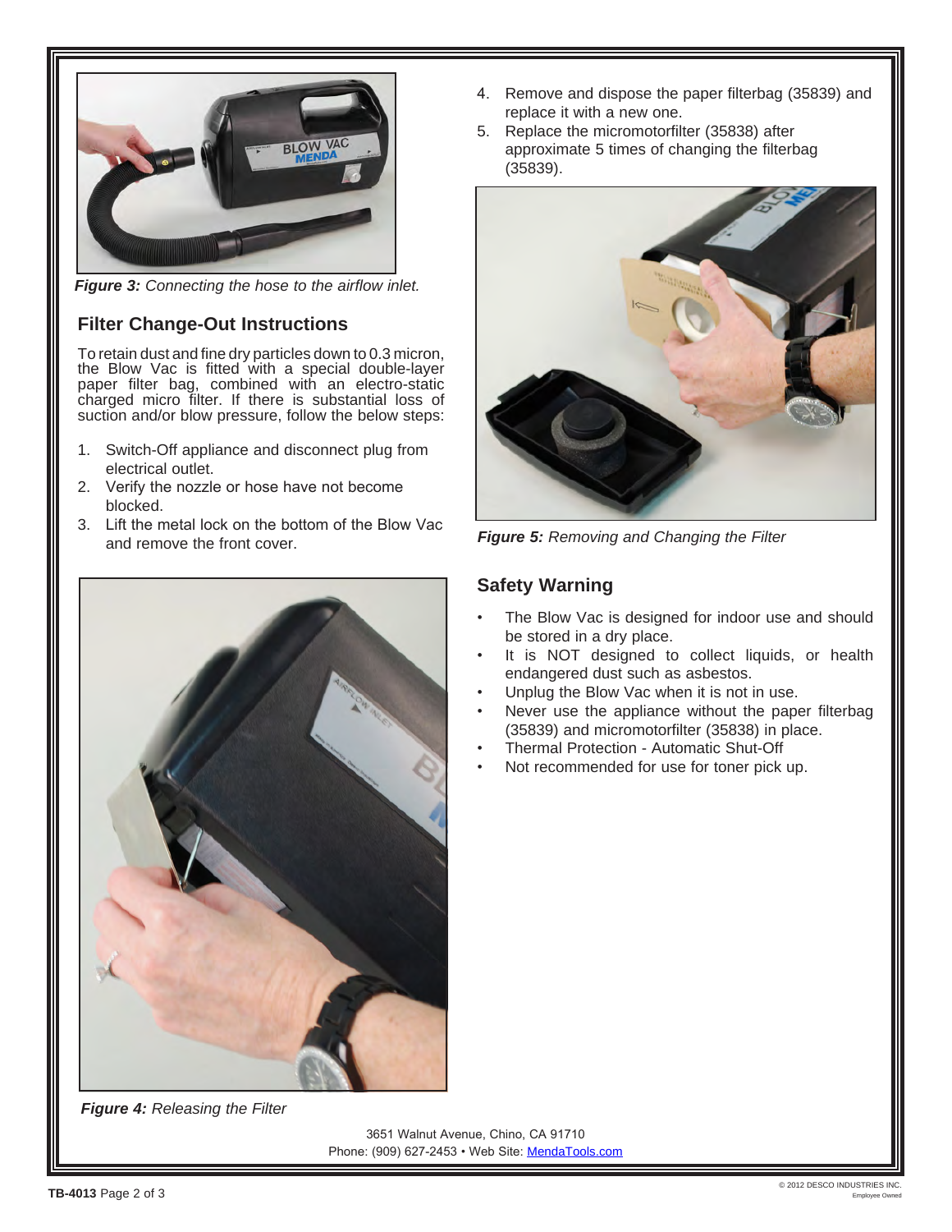*Figure 3:* Connecting the hose to the airflow inlet.

## Filter Change-Out Instructions

To retain dust and fine dry particles down to 0.3 micron, the Blow Vac is fitted with a special double-layer paper filter bag, combined with an electro-static charged micro filter. If there is substantial loss of suction and/or blow pressure, follow the below steps:

1. Switch-Off appliance and disconnect plug from electrical outlet.
2. Verify the nozzle or hose have not become blocked.
3. Lift the metal lock on the bottom of the Blow Vac and remove the front cover.
4. Remove and dispose the paper filterbag (35839) and replace it with a new one.
5. Replace the micromotorfilter (35838) after approximate 5 times of changing the filterbag (35839).

*Figure 4:* Releasing the Filter

*Figure 5:* Removing and Changing the Filter

## Safety Warning

- The Blow Vac is designed for indoor use and should be stored in a dry place.
- It is NOT designed to collect liquids, or health endangered dust such as asbestos.
- Unplug the Blow Vac when it is not in use.
- Never use the appliance without the paper filterbag (35839) and micromotorfilter (35838) in place.
- Thermal Protection - Automatic Shut-Off
- Not recommended for use for toner pick up.

3651 Walnut Avenue, Chino, CA 91710
Phone: (909) 627-2453 • Web Site: MendaTools.com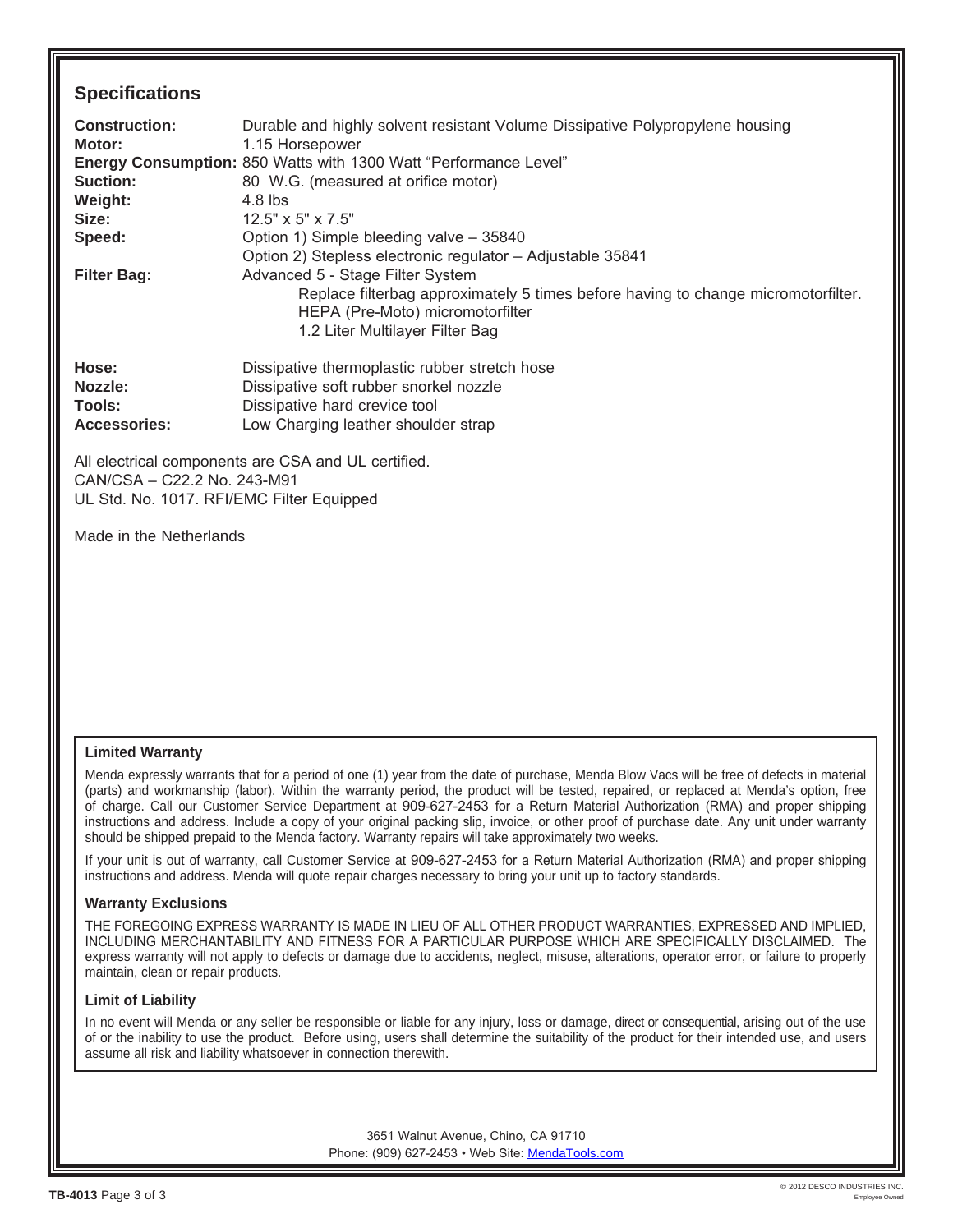## Specifications

| | |
|---|---|
| **Construction:** | Durable and highly solvent resistant Volume Dissipative Polypropylene housing |
| **Motor:** | 1.15 Horsepower |
| **Energy Consumption:** | 850 Watts with 1300 Watt "Performance Level" |
| **Suction:** | 80 W.G. (measured at orifice motor) |
| **Weight:** | 4.8 lbs |
| **Size:** | 12.5" x 5" x 7.5" |
| **Speed:** | Option 1) Simple bleeding valve – 35840<br>Option 2) Stepless electronic regulator – Adjustable 35841 |
| **Filter Bag:** | Advanced 5 - Stage Filter System<br>Replace filterbag approximately 5 times before having to change micromotorfilter.<br>HEPA (Pre-Moto) micromotorfilter<br>1.2 Liter Multilayer Filter Bag |
| **Hose:** | Dissipative thermoplastic rubber stretch hose |
| **Nozzle:** | Dissipative soft rubber snorkel nozzle |
| **Tools:** | Dissipative hard crevice tool |
| **Accessories:** | Low Charging leather shoulder strap |

All electrical components are CSA and UL certified.
CAN/CSA – C22.2 No. 243-M91
UL Std. No. 1017. RFI/EMC Filter Equipped

Made in the Netherlands

### Limited Warranty

Menda expressly warrants that for a period of one (1) year from the date of purchase, Menda Blow Vacs will be free of defects in material (parts) and workmanship (labor). Within the warranty period, the product will be tested, repaired, or replaced at Menda's option, free of charge. Call our Customer Service Department at 909-627-2453 for a Return Material Authorization (RMA) and proper shipping instructions and address. Include a copy of your original packing slip, invoice, or other proof of purchase date. Any unit under warranty should be shipped prepaid to the Menda factory. Warranty repairs will take approximately two weeks.

If your unit is out of warranty, call Customer Service at 909-627-2453 for a Return Material Authorization (RMA) and proper shipping instructions and address. Menda will quote repair charges necessary to bring your unit up to factory standards.

### Warranty Exclusions

THE FOREGOING EXPRESS WARRANTY IS MADE IN LIEU OF ALL OTHER PRODUCT WARRANTIES, EXPRESSED AND IMPLIED, INCLUDING MERCHANTABILITY AND FITNESS FOR A PARTICULAR PURPOSE WHICH ARE SPECIFICALLY DISCLAIMED. The express warranty will not apply to defects or damage due to accidents, neglect, misuse, alterations, operator error, or failure to properly maintain, clean or repair products.

### Limit of Liability

In no event will Menda or any seller be responsible or liable for any injury, loss or damage, direct or consequential, arising out of the use of or the inability to use the product. Before using, users shall determine the suitability of the product for their intended use, and users assume all risk and liability whatsoever in connection therewith.

3651 Walnut Avenue, Chino, CA 91710
Phone: (909) 627-2453 • Web Site: MendaTools.com

TB-4013

© 2012 DESCO INDUSTRIES INC.
Employee Owned